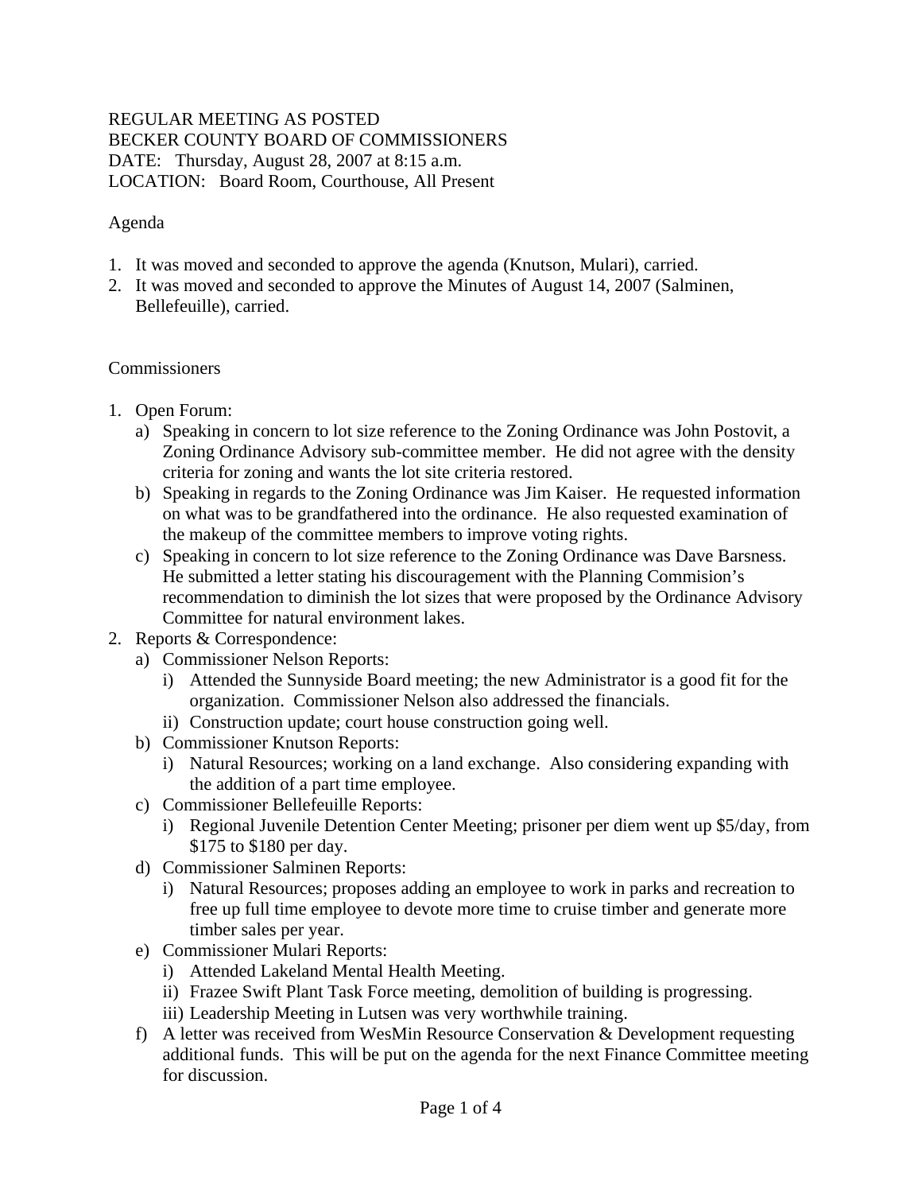REGULAR MEETING AS POSTED
BECKER COUNTY BOARD OF COMMISSIONERS
DATE: Thursday, August 28, 2007 at 8:15 a.m.
LOCATION: Board Room, Courthouse, All Present

Agenda

1. It was moved and seconded to approve the agenda (Knutson, Mulari), carried.
2. It was moved and seconded to approve the Minutes of August 14, 2007 (Salminen, Bellefeuille), carried.

Commissioners

1. Open Forum:
   a) Speaking in concern to lot size reference to the Zoning Ordinance was John Postovit, a Zoning Ordinance Advisory sub-committee member. He did not agree with the density criteria for zoning and wants the lot site criteria restored.
   b) Speaking in regards to the Zoning Ordinance was Jim Kaiser. He requested information on what was to be grandfathered into the ordinance. He also requested examination of the makeup of the committee members to improve voting rights.
   c) Speaking in concern to lot size reference to the Zoning Ordinance was Dave Barsness. He submitted a letter stating his discouragement with the Planning Commision's recommendation to diminish the lot sizes that were proposed by the Ordinance Advisory Committee for natural environment lakes.
2. Reports & Correspondence:
   a) Commissioner Nelson Reports:
      i) Attended the Sunnyside Board meeting; the new Administrator is a good fit for the organization. Commissioner Nelson also addressed the financials.
      ii) Construction update; court house construction going well.
   b) Commissioner Knutson Reports:
      i) Natural Resources; working on a land exchange. Also considering expanding with the addition of a part time employee.
   c) Commissioner Bellefeuille Reports:
      i) Regional Juvenile Detention Center Meeting; prisoner per diem went up $5/day, from $175 to $180 per day.
   d) Commissioner Salminen Reports:
      i) Natural Resources; proposes adding an employee to work in parks and recreation to free up full time employee to devote more time to cruise timber and generate more timber sales per year.
   e) Commissioner Mulari Reports:
      i) Attended Lakeland Mental Health Meeting.
      ii) Frazee Swift Plant Task Force meeting, demolition of building is progressing.
      iii) Leadership Meeting in Lutsen was very worthwhile training.
   f) A letter was received from WesMin Resource Conservation & Development requesting additional funds. This will be put on the agenda for the next Finance Committee meeting for discussion.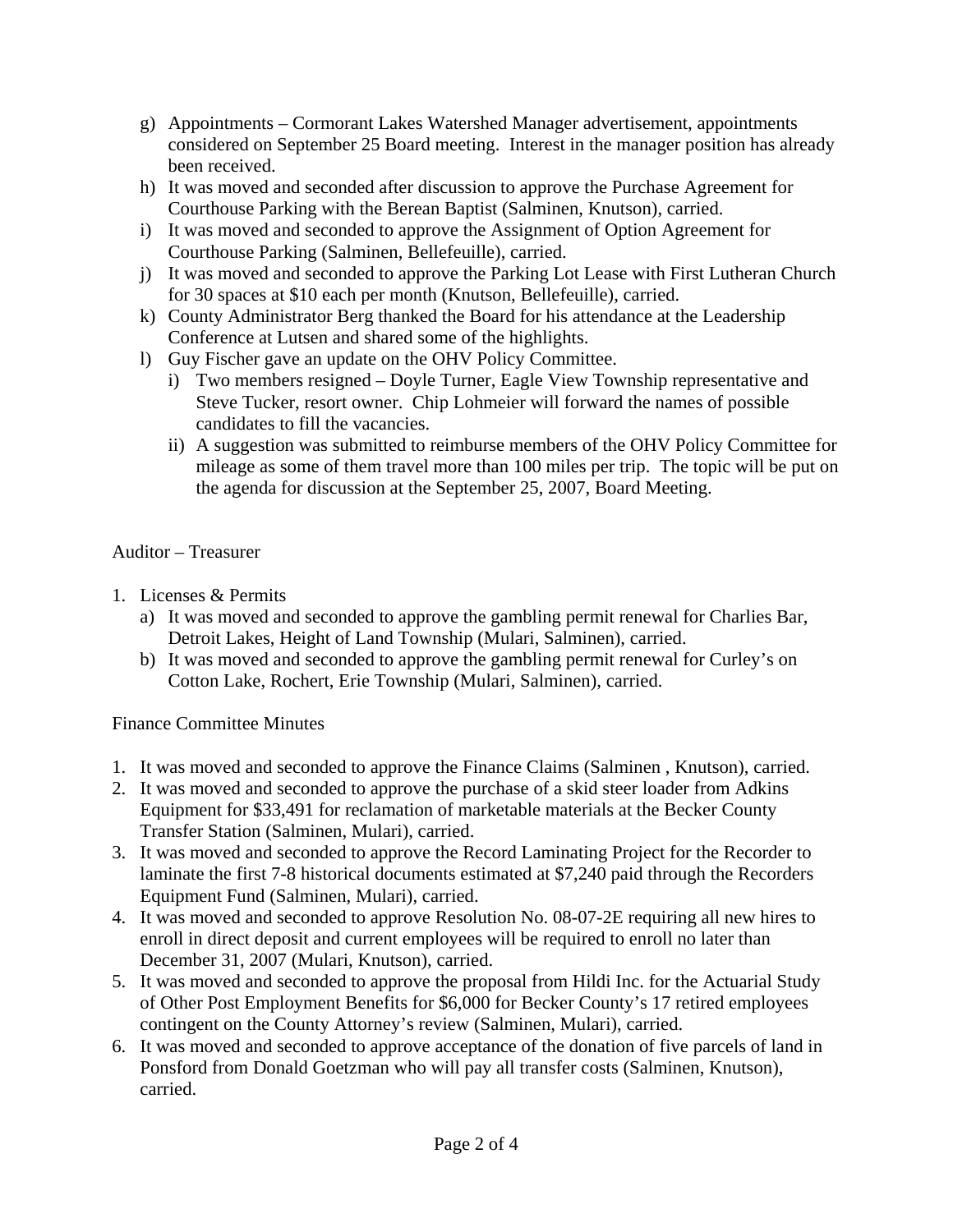g) Appointments – Cormorant Lakes Watershed Manager advertisement, appointments considered on September 25 Board meeting. Interest in the manager position has already been received.

h) It was moved and seconded after discussion to approve the Purchase Agreement for Courthouse Parking with the Berean Baptist (Salminen, Knutson), carried.

i) It was moved and seconded to approve the Assignment of Option Agreement for Courthouse Parking (Salminen, Bellefeuille), carried.

j) It was moved and seconded to approve the Parking Lot Lease with First Lutheran Church for 30 spaces at $10 each per month (Knutson, Bellefeuille), carried.

k) County Administrator Berg thanked the Board for his attendance at the Leadership Conference at Lutsen and shared some of the highlights.

l) Guy Fischer gave an update on the OHV Policy Committee.

   i) Two members resigned – Doyle Turner, Eagle View Township representative and Steve Tucker, resort owner. Chip Lohmeier will forward the names of possible candidates to fill the vacancies.

   ii) A suggestion was submitted to reimburse members of the OHV Policy Committee for mileage as some of them travel more than 100 miles per trip. The topic will be put on the agenda for discussion at the September 25, 2007, Board Meeting.

Auditor – Treasurer

1. Licenses & Permits
   a) It was moved and seconded to approve the gambling permit renewal for Charlies Bar, Detroit Lakes, Height of Land Township (Mulari, Salminen), carried.
   b) It was moved and seconded to approve the gambling permit renewal for Curley's on Cotton Lake, Rochert, Erie Township (Mulari, Salminen), carried.

Finance Committee Minutes

1. It was moved and seconded to approve the Finance Claims (Salminen , Knutson), carried.
2. It was moved and seconded to approve the purchase of a skid steer loader from Adkins Equipment for $33,491 for reclamation of marketable materials at the Becker County Transfer Station (Salminen, Mulari), carried.
3. It was moved and seconded to approve the Record Laminating Project for the Recorder to laminate the first 7-8 historical documents estimated at $7,240 paid through the Recorders Equipment Fund (Salminen, Mulari), carried.
4. It was moved and seconded to approve Resolution No. 08-07-2E requiring all new hires to enroll in direct deposit and current employees will be required to enroll no later than December 31, 2007 (Mulari, Knutson), carried.
5. It was moved and seconded to approve the proposal from Hildi Inc. for the Actuarial Study of Other Post Employment Benefits for $6,000 for Becker County's 17 retired employees contingent on the County Attorney's review (Salminen, Mulari), carried.
6. It was moved and seconded to approve acceptance of the donation of five parcels of land in Ponsford from Donald Goetzman who will pay all transfer costs (Salminen, Knutson), carried.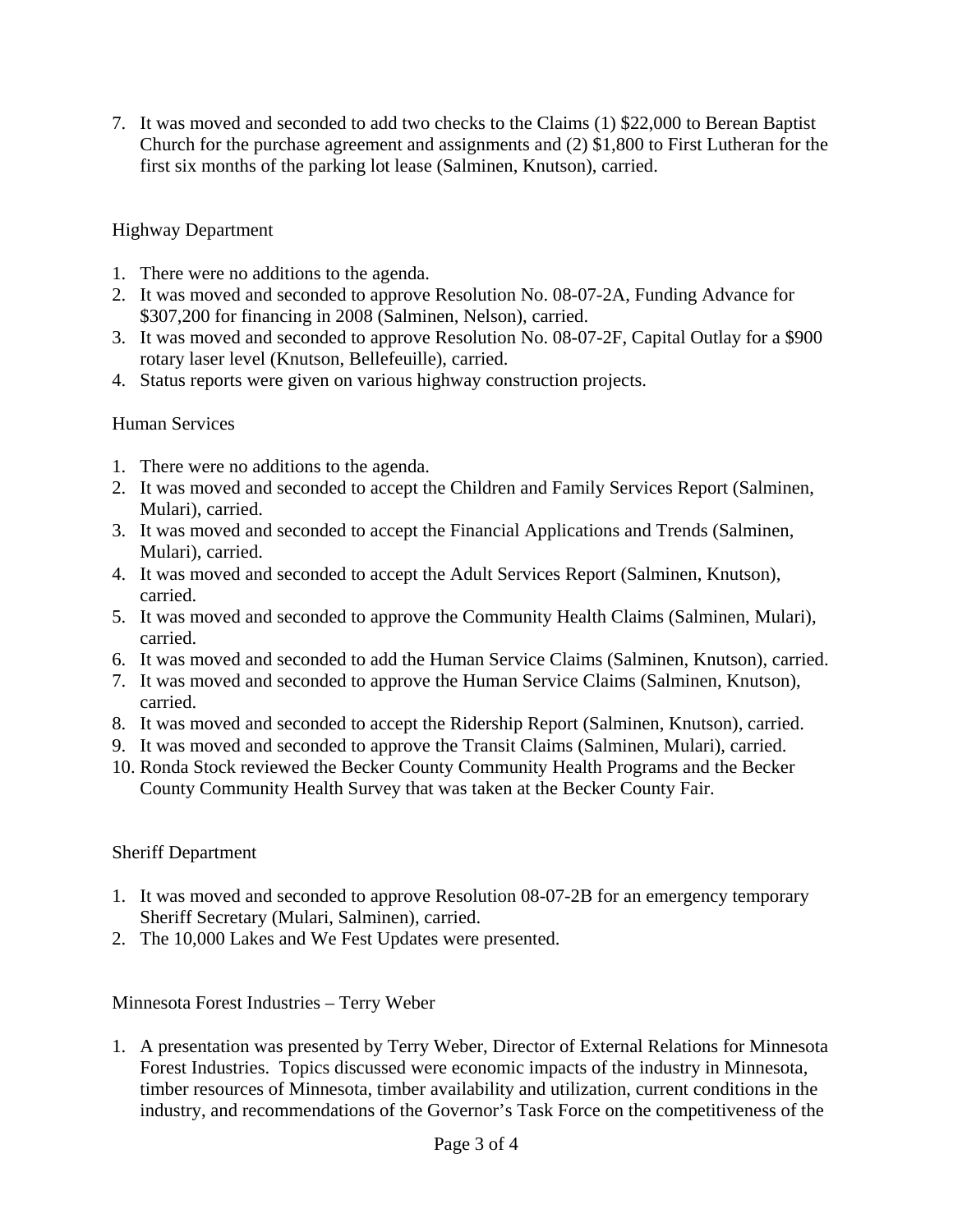7. It was moved and seconded to add two checks to the Claims (1) $22,000 to Berean Baptist Church for the purchase agreement and assignments and (2) $1,800 to First Lutheran for the first six months of the parking lot lease (Salminen, Knutson), carried.

Highway Department

1. There were no additions to the agenda.
2. It was moved and seconded to approve Resolution No. 08-07-2A, Funding Advance for $307,200 for financing in 2008 (Salminen, Nelson), carried.
3. It was moved and seconded to approve Resolution No. 08-07-2F, Capital Outlay for a $900 rotary laser level (Knutson, Bellefeuille), carried.
4. Status reports were given on various highway construction projects.

Human Services

1. There were no additions to the agenda.
2. It was moved and seconded to accept the Children and Family Services Report (Salminen, Mulari), carried.
3. It was moved and seconded to accept the Financial Applications and Trends (Salminen, Mulari), carried.
4. It was moved and seconded to accept the Adult Services Report (Salminen, Knutson), carried.
5. It was moved and seconded to approve the Community Health Claims (Salminen, Mulari), carried.
6. It was moved and seconded to add the Human Service Claims (Salminen, Knutson), carried.
7. It was moved and seconded to approve the Human Service Claims (Salminen, Knutson), carried.
8. It was moved and seconded to accept the Ridership Report (Salminen, Knutson), carried.
9. It was moved and seconded to approve the Transit Claims (Salminen, Mulari), carried.
10. Ronda Stock reviewed the Becker County Community Health Programs and the Becker County Community Health Survey that was taken at the Becker County Fair.

Sheriff Department

1. It was moved and seconded to approve Resolution 08-07-2B for an emergency temporary Sheriff Secretary (Mulari, Salminen), carried.
2. The 10,000 Lakes and We Fest Updates were presented.

Minnesota Forest Industries – Terry Weber

1. A presentation was presented by Terry Weber, Director of External Relations for Minnesota Forest Industries. Topics discussed were economic impacts of the industry in Minnesota, timber resources of Minnesota, timber availability and utilization, current conditions in the industry, and recommendations of the Governor's Task Force on the competitiveness of the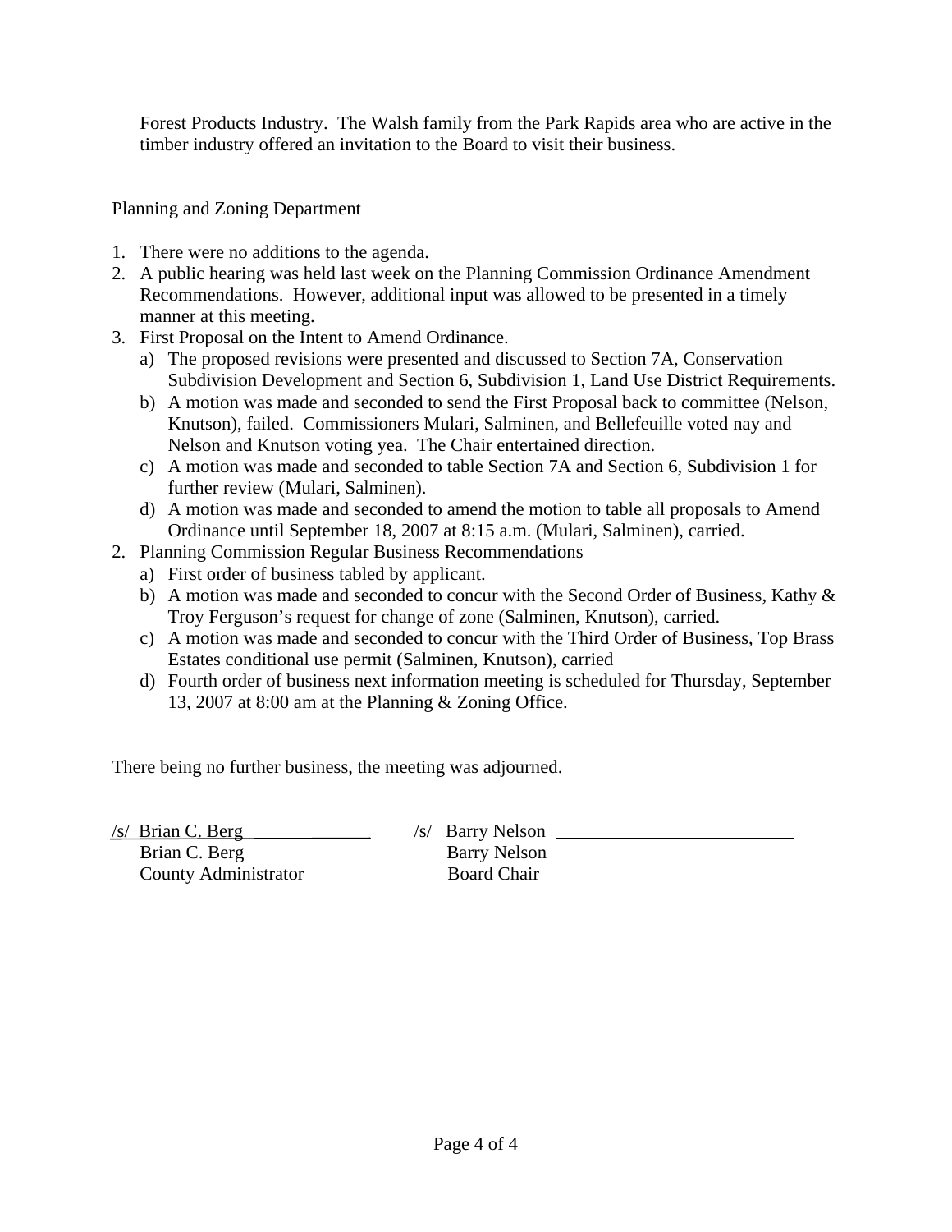Forest Products Industry. The Walsh family from the Park Rapids area who are active in the timber industry offered an invitation to the Board to visit their business.

Planning and Zoning Department

1. There were no additions to the agenda.
2. A public hearing was held last week on the Planning Commission Ordinance Amendment Recommendations. However, additional input was allowed to be presented in a timely manner at this meeting.
3. First Proposal on the Intent to Amend Ordinance.
   a) The proposed revisions were presented and discussed to Section 7A, Conservation Subdivision Development and Section 6, Subdivision 1, Land Use District Requirements.
   b) A motion was made and seconded to send the First Proposal back to committee (Nelson, Knutson), failed. Commissioners Mulari, Salminen, and Bellefeuille voted nay and Nelson and Knutson voting yea. The Chair entertained direction.
   c) A motion was made and seconded to table Section 7A and Section 6, Subdivision 1 for further review (Mulari, Salminen).
   d) A motion was made and seconded to amend the motion to table all proposals to Amend Ordinance until September 18, 2007 at 8:15 a.m. (Mulari, Salminen), carried.
2. Planning Commission Regular Business Recommendations
   a) First order of business tabled by applicant.
   b) A motion was made and seconded to concur with the Second Order of Business, Kathy & Troy Ferguson's request for change of zone (Salminen, Knutson), carried.
   c) A motion was made and seconded to concur with the Third Order of Business, Top Brass Estates conditional use permit (Salminen, Knutson), carried
   d) Fourth order of business next information meeting is scheduled for Thursday, September 13, 2007 at 8:00 am at the Planning & Zoning Office.

There being no further business, the meeting was adjourned.

/s/ Brian C. Berg
Brian C. Berg
County Administrator

/s/ Barry Nelson
Barry Nelson
Board Chair